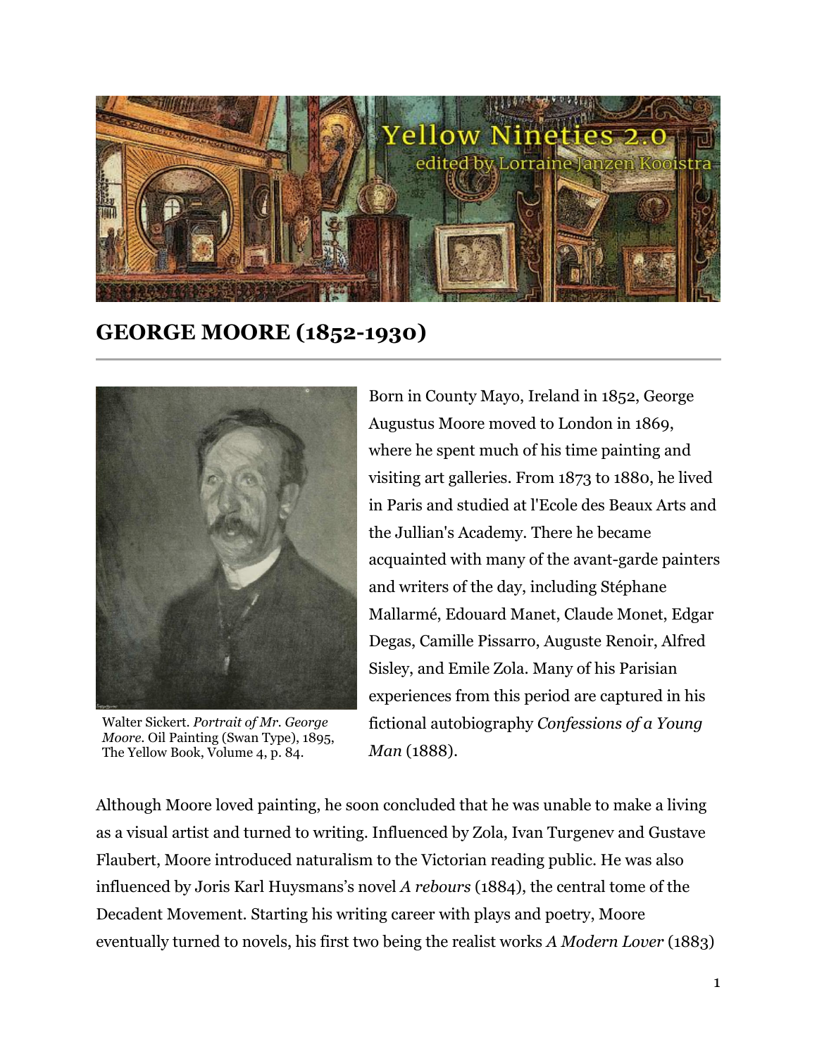# GEORGE MOORE (1852-1930)

Walter Sickert. *Portrait of Mr. George Moore.* Oil Painting (Swan Type), 1895, The Yellow Book, Volume 4, p. 84.

Born in County Mayo, Ireland in 1852, George Augustus Moore moved to London in 1869, where he spent much of his time painting and visiting art galleries. From 1873 to 1880, he lived in Paris and studied at l'Ecole des Beaux Arts and the Jullian's Academy. There he became acquainted with many of the avant-garde painters and writers of the day, including Stéphane Mallarmé, Edouard Manet, Claude Monet, Edgar Degas, Camille Pissarro, Auguste Renoir, Alfred Sisley, and Emile Zola. Many of his Parisian experiences from this period are captured in his fictional autobiography *Confessions of a Young Man* (1888).

Although Moore loved painting, he soon concluded that he was unable to make a living as a visual artist and turned to writing. Influenced by Zola, Ivan Turgenev and Gustave Flaubert, Moore introduced naturalism to the Victorian reading public. He was also influenced by Joris Karl Huysmans's novel *A rebours* (1884), the central tome of the Decadent Movement. Starting his writing career with plays and poetry, Moore eventually turned to novels, his first two being the realist works *A Modern Lover* (1883)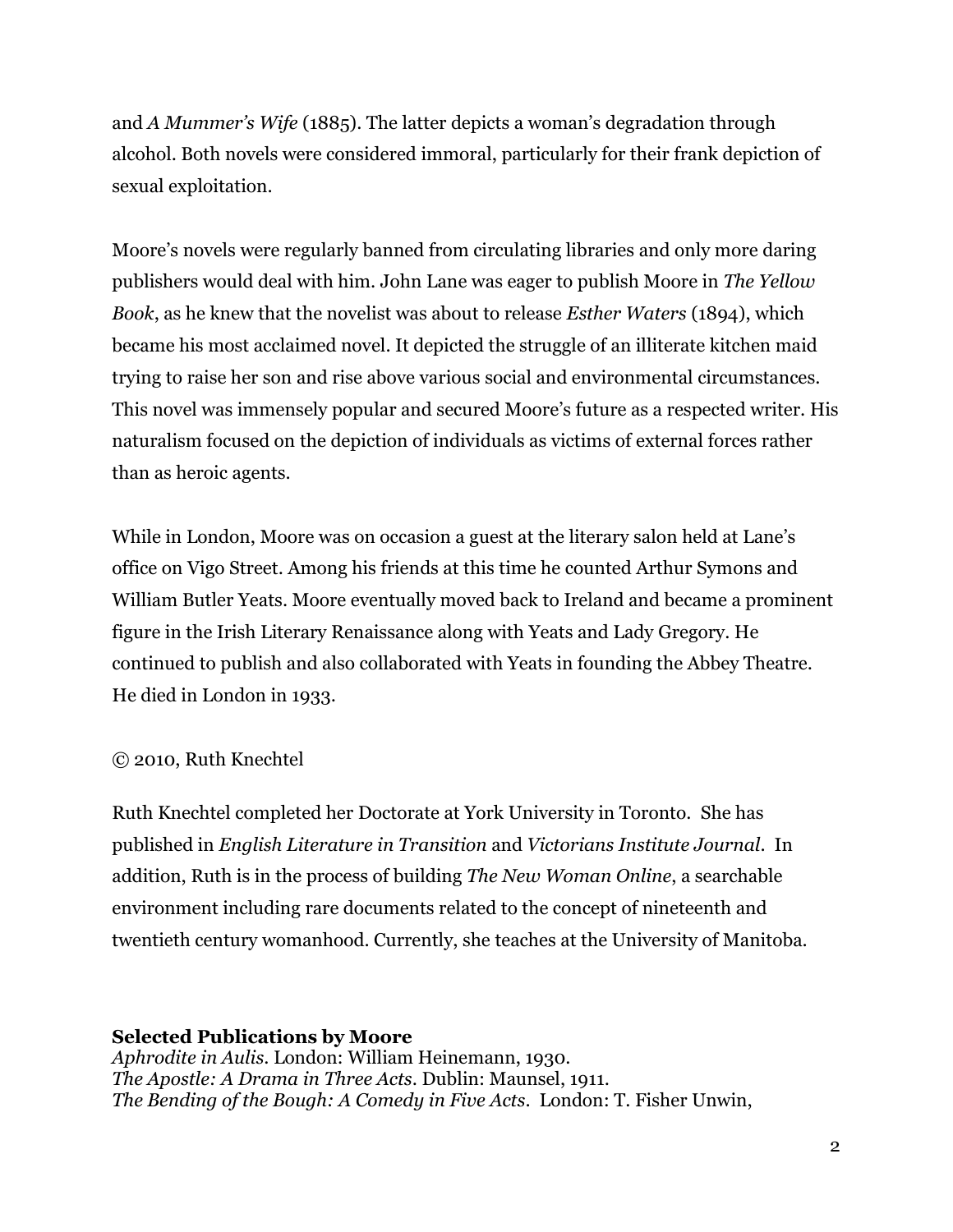and *A Mummer's Wife* (1885). The latter depicts a woman's degradation through alcohol. Both novels were considered immoral, particularly for their frank depiction of sexual exploitation.

Moore's novels were regularly banned from circulating libraries and only more daring publishers would deal with him. John Lane was eager to publish Moore in *The Yellow Book*, as he knew that the novelist was about to release *Esther Waters* (1894), which became his most acclaimed novel. It depicted the struggle of an illiterate kitchen maid trying to raise her son and rise above various social and environmental circumstances. This novel was immensely popular and secured Moore's future as a respected writer. His naturalism focused on the depiction of individuals as victims of external forces rather than as heroic agents.

While in London, Moore was on occasion a guest at the literary salon held at Lane's office on Vigo Street. Among his friends at this time he counted Arthur Symons and William Butler Yeats. Moore eventually moved back to Ireland and became a prominent figure in the Irish Literary Renaissance along with Yeats and Lady Gregory. He continued to publish and also collaborated with Yeats in founding the Abbey Theatre. He died in London in 1933.

© 2010, Ruth Knechtel

Ruth Knechtel completed her Doctorate at York University in Toronto. She has published in *English Literature in Transition* and *Victorians Institute Journal*. In addition, Ruth is in the process of building *The New Woman Online*, a searchable environment including rare documents related to the concept of nineteenth and twentieth century womanhood. Currently, she teaches at the University of Manitoba.

**Selected Publications by Moore**

*Aphrodite in Aulis*. London: William Heinemann, 1930.
*The Apostle: A Drama in Three Acts*. Dublin: Maunsel, 1911.
*The Bending of the Bough: A Comedy in Five Acts*. London: T. Fisher Unwin,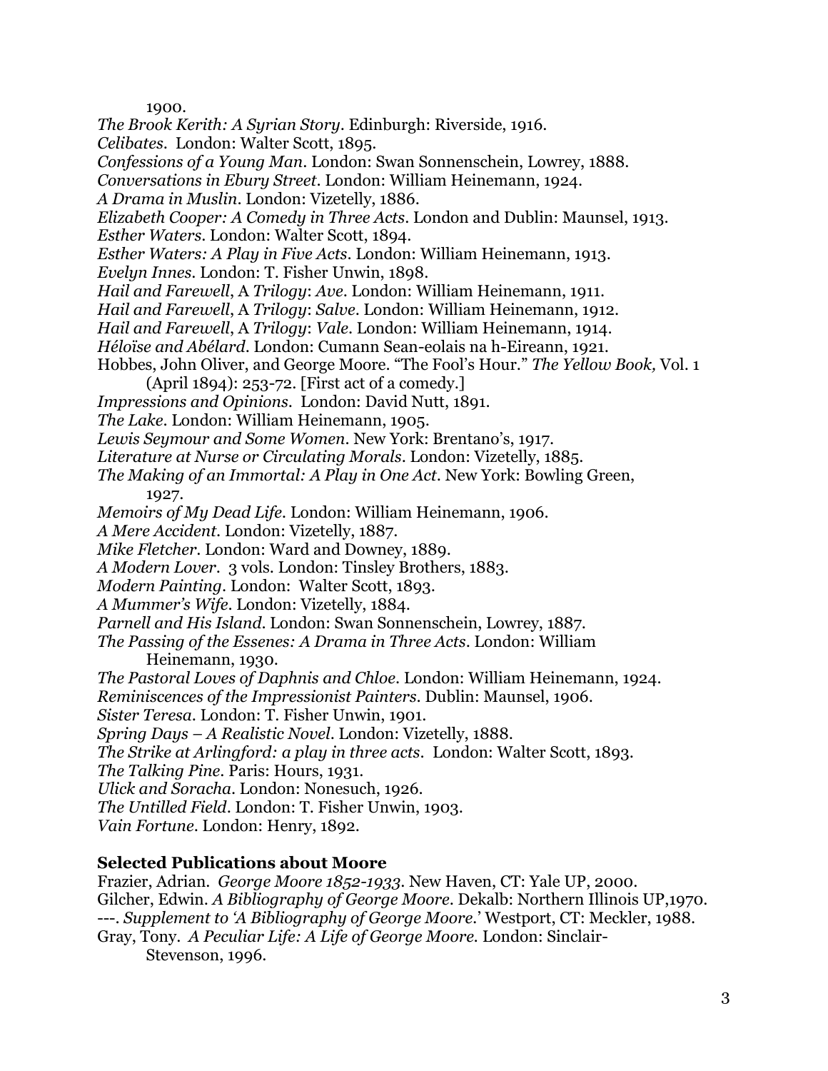1900.

*The Brook Kerith: A Syrian Story*. Edinburgh: Riverside, 1916.

*Celibates*. London: Walter Scott, 1895.

*Confessions of a Young Man*. London: Swan Sonnenschein, Lowrey, 1888.

*Conversations in Ebury Street*. London: William Heinemann, 1924.

*A Drama in Muslin*. London: Vizetelly, 1886.

*Elizabeth Cooper: A Comedy in Three Acts*. London and Dublin: Maunsel, 1913.

*Esther Waters*. London: Walter Scott, 1894.

*Esther Waters: A Play in Five Acts*. London: William Heinemann, 1913.

*Evelyn Innes*. London: T. Fisher Unwin, 1898.

*Hail and Farewell*, A *Trilogy*: *Ave*. London: William Heinemann, 1911.

*Hail and Farewell*, A *Trilogy*: *Salve*. London: William Heinemann, 1912.

*Hail and Farewell*, A *Trilogy*: *Vale*. London: William Heinemann, 1914.

*Héloïse and Abélard*. London: Cumann Sean-eolais na h-Eireann, 1921.

Hobbes, John Oliver, and George Moore. "The Fool's Hour." *The Yellow Book,* Vol. 1 (April 1894): 253-72. [First act of a comedy.]

*Impressions and Opinions*. London: David Nutt, 1891.

*The Lake*. London: William Heinemann, 1905.

*Lewis Seymour and Some Women*. New York: Brentano's, 1917.

*Literature at Nurse or Circulating Morals*. London: Vizetelly, 1885.

*The Making of an Immortal: A Play in One Act*. New York: Bowling Green, 1927.

*Memoirs of My Dead Life*. London: William Heinemann, 1906.

*A Mere Accident*. London: Vizetelly, 1887.

*Mike Fletcher*. London: Ward and Downey, 1889.

*A Modern Lover*. 3 vols. London: Tinsley Brothers, 1883.

*Modern Painting*. London: Walter Scott, 1893.

*A Mummer's Wife*. London: Vizetelly, 1884.

*Parnell and His Island*. London: Swan Sonnenschein, Lowrey, 1887.

*The Passing of the Essenes: A Drama in Three Acts*. London: William Heinemann, 1930.

*The Pastoral Loves of Daphnis and Chloe*. London: William Heinemann, 1924.

*Reminiscences of the Impressionist Painters*. Dublin: Maunsel, 1906.

*Sister Teresa*. London: T. Fisher Unwin, 1901.

*Spring Days – A Realistic Novel*. London: Vizetelly, 1888.

*The Strike at Arlingford: a play in three acts*. London: Walter Scott, 1893.

*The Talking Pine*. Paris: Hours, 1931.

*Ulick and Soracha*. London: Nonesuch, 1926.

*The Untilled Field*. London: T. Fisher Unwin, 1903.

*Vain Fortune*. London: Henry, 1892.

**Selected Publications about Moore**

Frazier, Adrian. *George Moore 1852-1933*. New Haven, CT: Yale UP, 2000.

Gilcher, Edwin. *A Bibliography of George Moore*. Dekalb: Northern Illinois UP,1970.

---. *Supplement to 'A Bibliography of George Moore.'* Westport, CT: Meckler, 1988.

Gray, Tony. *A Peculiar Life: A Life of George Moore.* London: Sinclair-Stevenson, 1996.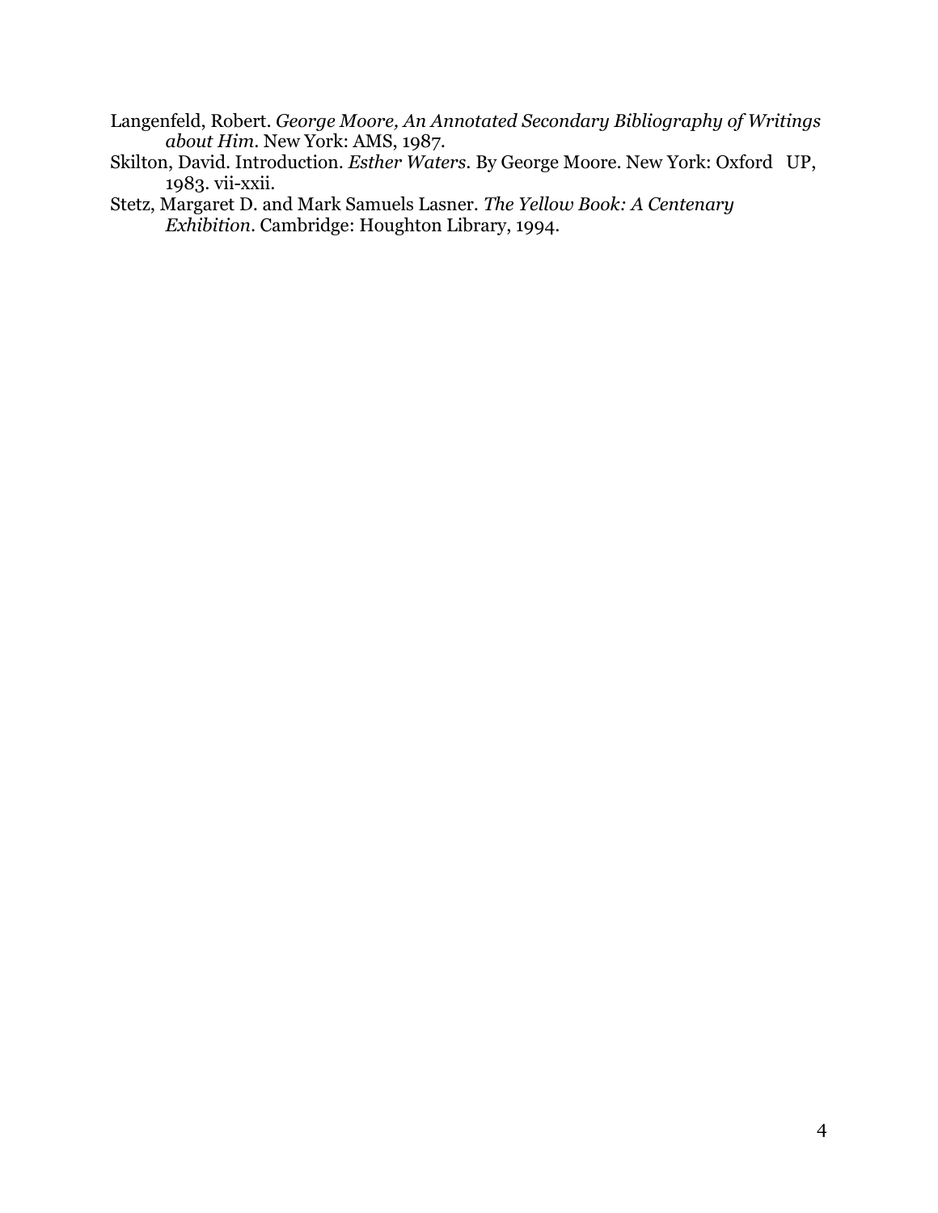Langenfeld, Robert. *George Moore, An Annotated Secondary Bibliography of Writings about Him*. New York: AMS, 1987.

Skilton, David. Introduction. *Esther Waters*. By George Moore. New York: Oxford UP, 1983. vii-xxii.

Stetz, Margaret D. and Mark Samuels Lasner. *The Yellow Book: A Centenary Exhibition*. Cambridge: Houghton Library, 1994.